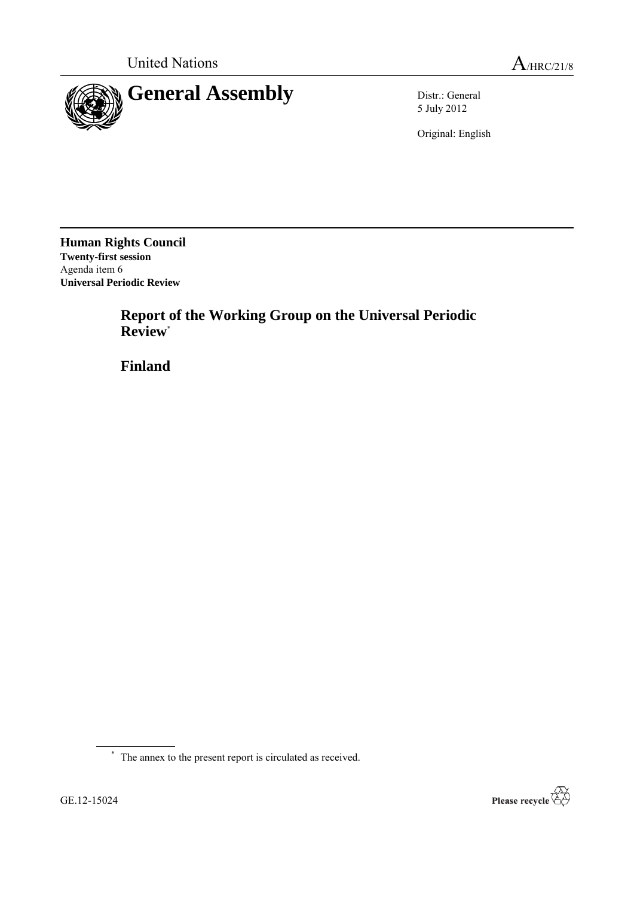United Nations

A/HRC/21/8

# General Assembly

Distr.: General
5 July 2012

Original: English

**Human Rights Council**
**Twenty-first session**
Agenda item 6
**Universal Periodic Review**

## Report of the Working Group on the Universal Periodic Review*

## Finland

---

\* The annex to the present report is circulated as received.

GE.12-15024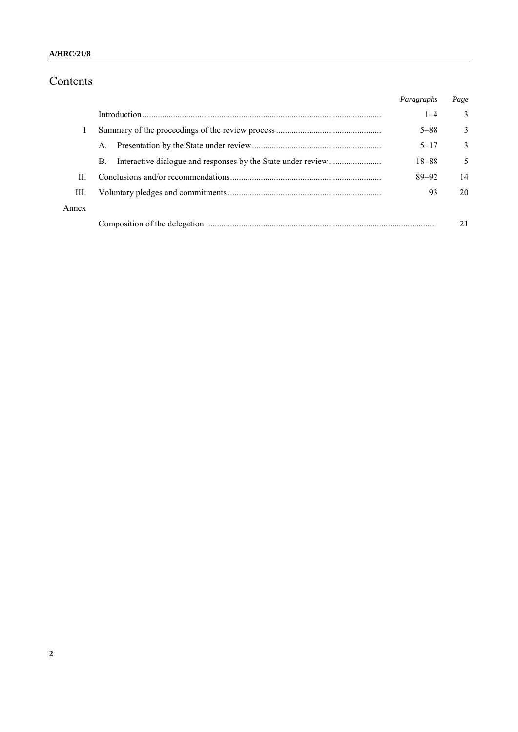# Contents

| | | Paragraphs | Page |
|---|---|---|---|
| | Introduction | 1–4 | 3 |
| I | Summary of the proceedings of the review process | 5–88 | 3 |
| | A. Presentation by the State under review | 5–17 | 3 |
| | B. Interactive dialogue and responses by the State under review | 18–88 | 5 |
| II. | Conclusions and/or recommendations | 89–92 | 14 |
| III. | Voluntary pledges and commitments | 93 | 20 |
| Annex | | | |
| | Composition of the delegation | | 21 |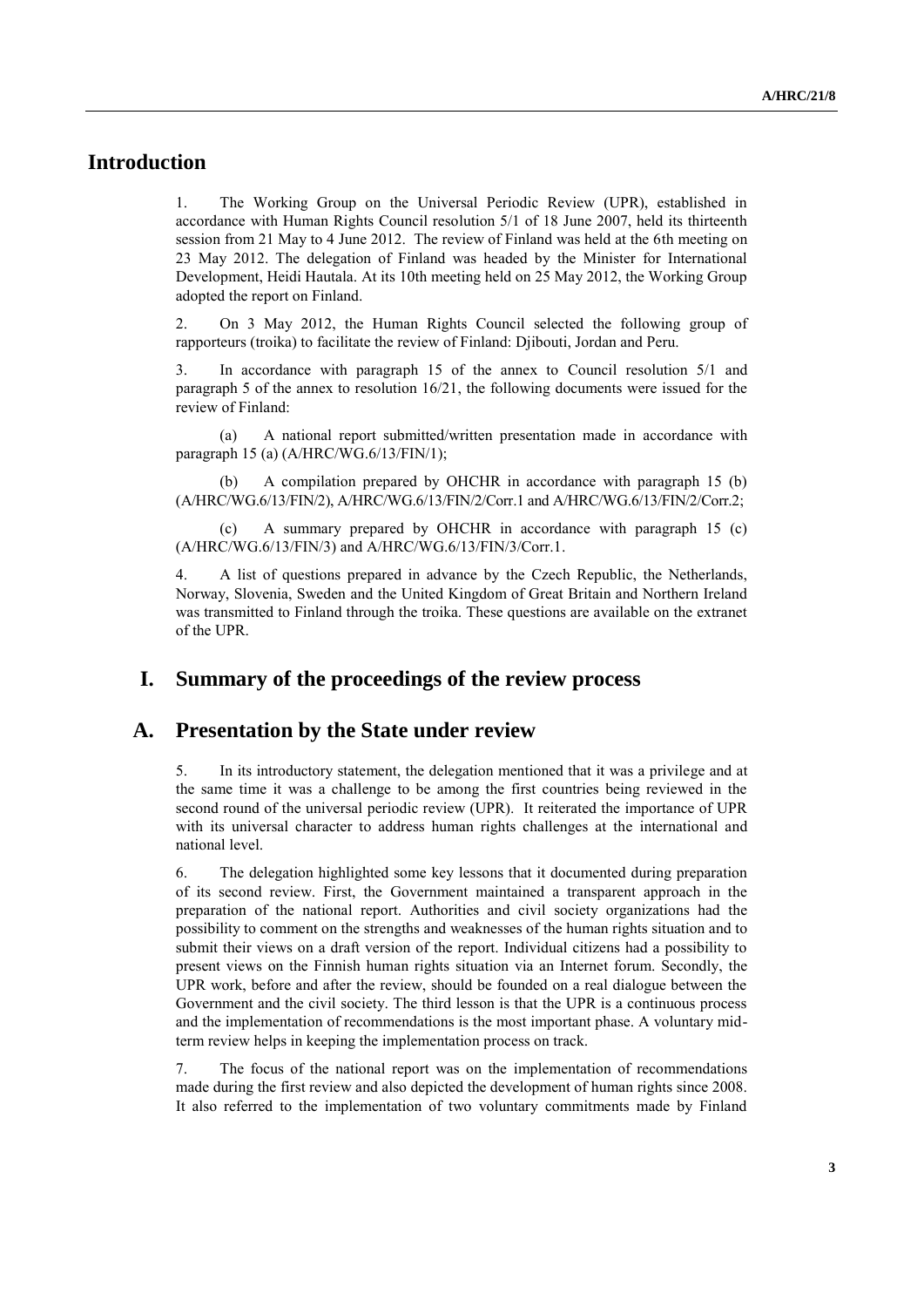# Introduction

1. The Working Group on the Universal Periodic Review (UPR), established in accordance with Human Rights Council resolution 5/1 of 18 June 2007, held its thirteenth session from 21 May to 4 June 2012. The review of Finland was held at the 6th meeting on 23 May 2012. The delegation of Finland was headed by the Minister for International Development, Heidi Hautala. At its 10th meeting held on 25 May 2012, the Working Group adopted the report on Finland.

2. On 3 May 2012, the Human Rights Council selected the following group of rapporteurs (troika) to facilitate the review of Finland: Djibouti, Jordan and Peru.

3. In accordance with paragraph 15 of the annex to Council resolution 5/1 and paragraph 5 of the annex to resolution 16/21, the following documents were issued for the review of Finland:

(a) A national report submitted/written presentation made in accordance with paragraph 15 (a) (A/HRC/WG.6/13/FIN/1);

(b) A compilation prepared by OHCHR in accordance with paragraph 15 (b) (A/HRC/WG.6/13/FIN/2), A/HRC/WG.6/13/FIN/2/Corr.1 and A/HRC/WG.6/13/FIN/2/Corr.2;

(c) A summary prepared by OHCHR in accordance with paragraph 15 (c) (A/HRC/WG.6/13/FIN/3) and A/HRC/WG.6/13/FIN/3/Corr.1.

4. A list of questions prepared in advance by the Czech Republic, the Netherlands, Norway, Slovenia, Sweden and the United Kingdom of Great Britain and Northern Ireland was transmitted to Finland through the troika. These questions are available on the extranet of the UPR.

# I. Summary of the proceedings of the review process

## A. Presentation by the State under review

5. In its introductory statement, the delegation mentioned that it was a privilege and at the same time it was a challenge to be among the first countries being reviewed in the second round of the universal periodic review (UPR). It reiterated the importance of UPR with its universal character to address human rights challenges at the international and national level.

6. The delegation highlighted some key lessons that it documented during preparation of its second review. First, the Government maintained a transparent approach in the preparation of the national report. Authorities and civil society organizations had the possibility to comment on the strengths and weaknesses of the human rights situation and to submit their views on a draft version of the report. Individual citizens had a possibility to present views on the Finnish human rights situation via an Internet forum. Secondly, the UPR work, before and after the review, should be founded on a real dialogue between the Government and the civil society. The third lesson is that the UPR is a continuous process and the implementation of recommendations is the most important phase. A voluntary mid-term review helps in keeping the implementation process on track.

7. The focus of the national report was on the implementation of recommendations made during the first review and also depicted the development of human rights since 2008. It also referred to the implementation of two voluntary commitments made by Finland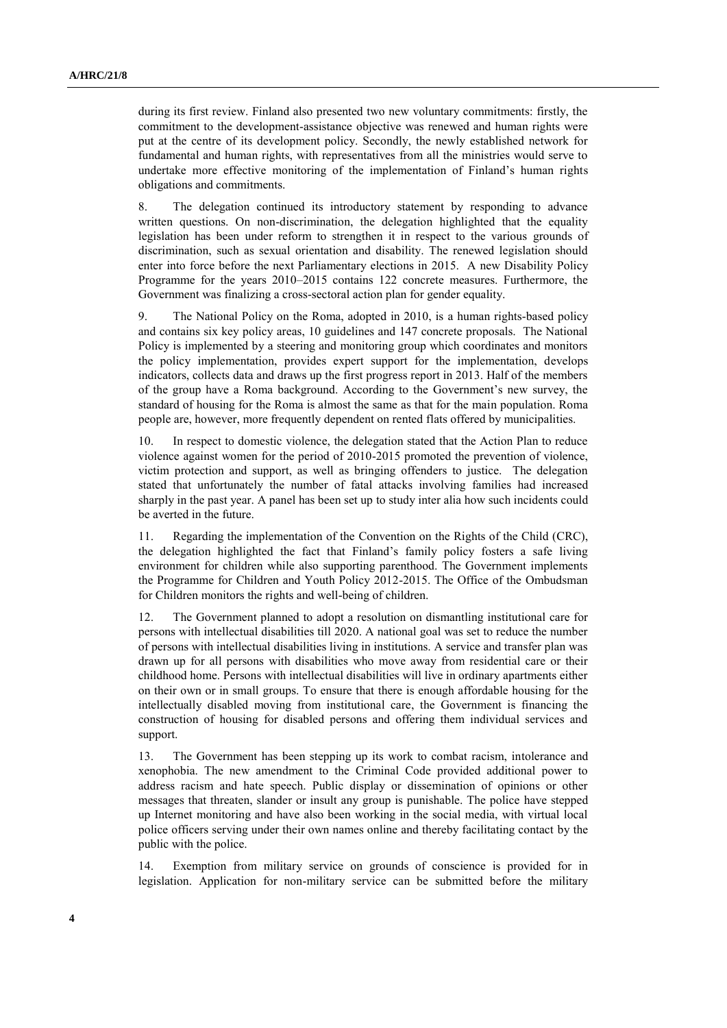during its first review. Finland also presented two new voluntary commitments: firstly, the commitment to the development-assistance objective was renewed and human rights were put at the centre of its development policy. Secondly, the newly established network for fundamental and human rights, with representatives from all the ministries would serve to undertake more effective monitoring of the implementation of Finland's human rights obligations and commitments.

8. The delegation continued its introductory statement by responding to advance written questions. On non-discrimination, the delegation highlighted that the equality legislation has been under reform to strengthen it in respect to the various grounds of discrimination, such as sexual orientation and disability. The renewed legislation should enter into force before the next Parliamentary elections in 2015. A new Disability Policy Programme for the years 2010–2015 contains 122 concrete measures. Furthermore, the Government was finalizing a cross-sectoral action plan for gender equality.

9. The National Policy on the Roma, adopted in 2010, is a human rights-based policy and contains six key policy areas, 10 guidelines and 147 concrete proposals. The National Policy is implemented by a steering and monitoring group which coordinates and monitors the policy implementation, provides expert support for the implementation, develops indicators, collects data and draws up the first progress report in 2013. Half of the members of the group have a Roma background. According to the Government's new survey, the standard of housing for the Roma is almost the same as that for the main population. Roma people are, however, more frequently dependent on rented flats offered by municipalities.

10. In respect to domestic violence, the delegation stated that the Action Plan to reduce violence against women for the period of 2010-2015 promoted the prevention of violence, victim protection and support, as well as bringing offenders to justice. The delegation stated that unfortunately the number of fatal attacks involving families had increased sharply in the past year. A panel has been set up to study inter alia how such incidents could be averted in the future.

11. Regarding the implementation of the Convention on the Rights of the Child (CRC), the delegation highlighted the fact that Finland's family policy fosters a safe living environment for children while also supporting parenthood. The Government implements the Programme for Children and Youth Policy 2012-2015. The Office of the Ombudsman for Children monitors the rights and well-being of children.

12. The Government planned to adopt a resolution on dismantling institutional care for persons with intellectual disabilities till 2020. A national goal was set to reduce the number of persons with intellectual disabilities living in institutions. A service and transfer plan was drawn up for all persons with disabilities who move away from residential care or their childhood home. Persons with intellectual disabilities will live in ordinary apartments either on their own or in small groups. To ensure that there is enough affordable housing for the intellectually disabled moving from institutional care, the Government is financing the construction of housing for disabled persons and offering them individual services and support.

13. The Government has been stepping up its work to combat racism, intolerance and xenophobia. The new amendment to the Criminal Code provided additional power to address racism and hate speech. Public display or dissemination of opinions or other messages that threaten, slander or insult any group is punishable. The police have stepped up Internet monitoring and have also been working in the social media, with virtual local police officers serving under their own names online and thereby facilitating contact by the public with the police.

14. Exemption from military service on grounds of conscience is provided for in legislation. Application for non-military service can be submitted before the military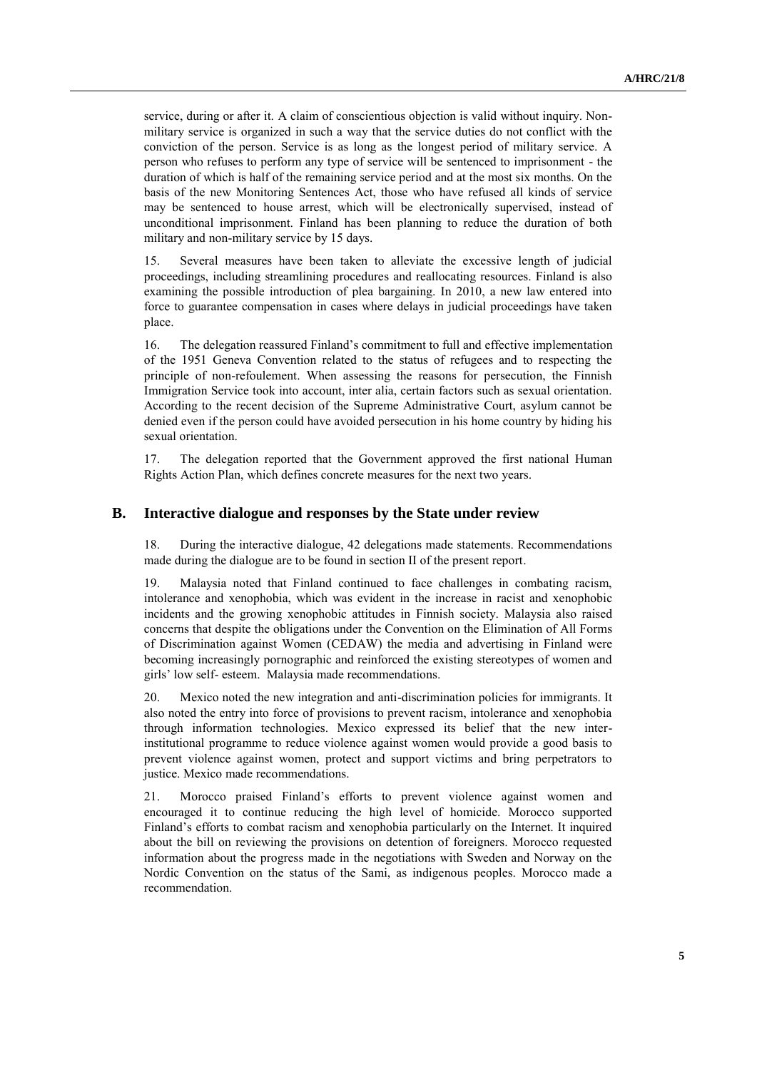service, during or after it. A claim of conscientious objection is valid without inquiry. Non-military service is organized in such a way that the service duties do not conflict with the conviction of the person. Service is as long as the longest period of military service. A person who refuses to perform any type of service will be sentenced to imprisonment - the duration of which is half of the remaining service period and at the most six months. On the basis of the new Monitoring Sentences Act, those who have refused all kinds of service may be sentenced to house arrest, which will be electronically supervised, instead of unconditional imprisonment. Finland has been planning to reduce the duration of both military and non-military service by 15 days.

15. Several measures have been taken to alleviate the excessive length of judicial proceedings, including streamlining procedures and reallocating resources. Finland is also examining the possible introduction of plea bargaining. In 2010, a new law entered into force to guarantee compensation in cases where delays in judicial proceedings have taken place.

16. The delegation reassured Finland's commitment to full and effective implementation of the 1951 Geneva Convention related to the status of refugees and to respecting the principle of non-refoulement. When assessing the reasons for persecution, the Finnish Immigration Service took into account, inter alia, certain factors such as sexual orientation. According to the recent decision of the Supreme Administrative Court, asylum cannot be denied even if the person could have avoided persecution in his home country by hiding his sexual orientation.

17. The delegation reported that the Government approved the first national Human Rights Action Plan, which defines concrete measures for the next two years.

## B. Interactive dialogue and responses by the State under review

18. During the interactive dialogue, 42 delegations made statements. Recommendations made during the dialogue are to be found in section II of the present report.

19. Malaysia noted that Finland continued to face challenges in combating racism, intolerance and xenophobia, which was evident in the increase in racist and xenophobic incidents and the growing xenophobic attitudes in Finnish society. Malaysia also raised concerns that despite the obligations under the Convention on the Elimination of All Forms of Discrimination against Women (CEDAW) the media and advertising in Finland were becoming increasingly pornographic and reinforced the existing stereotypes of women and girls' low self- esteem. Malaysia made recommendations.

20. Mexico noted the new integration and anti-discrimination policies for immigrants. It also noted the entry into force of provisions to prevent racism, intolerance and xenophobia through information technologies. Mexico expressed its belief that the new inter-institutional programme to reduce violence against women would provide a good basis to prevent violence against women, protect and support victims and bring perpetrators to justice. Mexico made recommendations.

21. Morocco praised Finland's efforts to prevent violence against women and encouraged it to continue reducing the high level of homicide. Morocco supported Finland's efforts to combat racism and xenophobia particularly on the Internet. It inquired about the bill on reviewing the provisions on detention of foreigners. Morocco requested information about the progress made in the negotiations with Sweden and Norway on the Nordic Convention on the status of the Sami, as indigenous peoples. Morocco made a recommendation.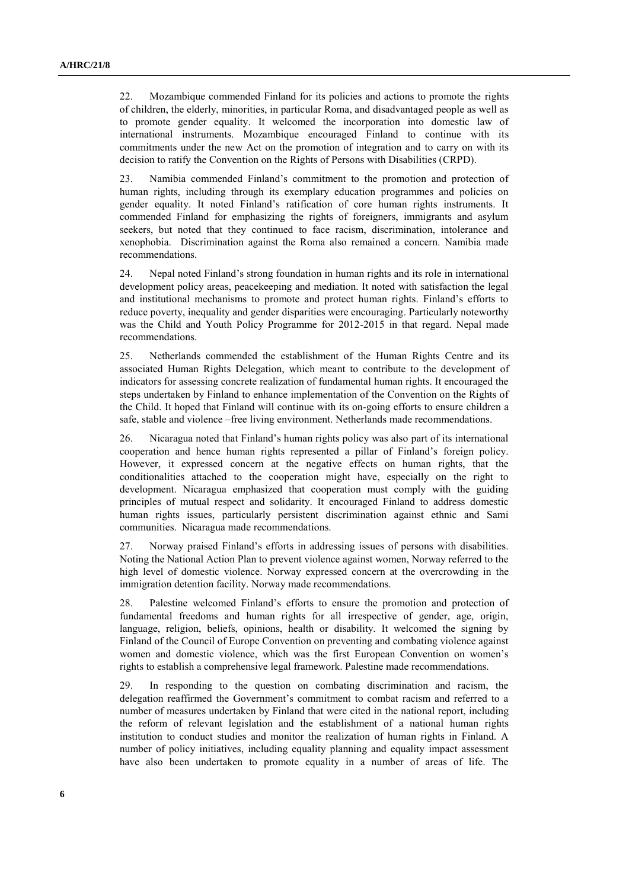22. Mozambique commended Finland for its policies and actions to promote the rights of children, the elderly, minorities, in particular Roma, and disadvantaged people as well as to promote gender equality. It welcomed the incorporation into domestic law of international instruments. Mozambique encouraged Finland to continue with its commitments under the new Act on the promotion of integration and to carry on with its decision to ratify the Convention on the Rights of Persons with Disabilities (CRPD).

23. Namibia commended Finland's commitment to the promotion and protection of human rights, including through its exemplary education programmes and policies on gender equality. It noted Finland's ratification of core human rights instruments. It commended Finland for emphasizing the rights of foreigners, immigrants and asylum seekers, but noted that they continued to face racism, discrimination, intolerance and xenophobia. Discrimination against the Roma also remained a concern. Namibia made recommendations.

24. Nepal noted Finland's strong foundation in human rights and its role in international development policy areas, peacekeeping and mediation. It noted with satisfaction the legal and institutional mechanisms to promote and protect human rights. Finland's efforts to reduce poverty, inequality and gender disparities were encouraging. Particularly noteworthy was the Child and Youth Policy Programme for 2012-2015 in that regard. Nepal made recommendations.

25. Netherlands commended the establishment of the Human Rights Centre and its associated Human Rights Delegation, which meant to contribute to the development of indicators for assessing concrete realization of fundamental human rights. It encouraged the steps undertaken by Finland to enhance implementation of the Convention on the Rights of the Child. It hoped that Finland will continue with its on-going efforts to ensure children a safe, stable and violence –free living environment. Netherlands made recommendations.

26. Nicaragua noted that Finland's human rights policy was also part of its international cooperation and hence human rights represented a pillar of Finland's foreign policy. However, it expressed concern at the negative effects on human rights, that the conditionalities attached to the cooperation might have, especially on the right to development. Nicaragua emphasized that cooperation must comply with the guiding principles of mutual respect and solidarity. It encouraged Finland to address domestic human rights issues, particularly persistent discrimination against ethnic and Sami communities. Nicaragua made recommendations.

27. Norway praised Finland's efforts in addressing issues of persons with disabilities. Noting the National Action Plan to prevent violence against women, Norway referred to the high level of domestic violence. Norway expressed concern at the overcrowding in the immigration detention facility. Norway made recommendations.

28. Palestine welcomed Finland's efforts to ensure the promotion and protection of fundamental freedoms and human rights for all irrespective of gender, age, origin, language, religion, beliefs, opinions, health or disability. It welcomed the signing by Finland of the Council of Europe Convention on preventing and combating violence against women and domestic violence, which was the first European Convention on women's rights to establish a comprehensive legal framework. Palestine made recommendations.

29. In responding to the question on combating discrimination and racism, the delegation reaffirmed the Government's commitment to combat racism and referred to a number of measures undertaken by Finland that were cited in the national report, including the reform of relevant legislation and the establishment of a national human rights institution to conduct studies and monitor the realization of human rights in Finland. A number of policy initiatives, including equality planning and equality impact assessment have also been undertaken to promote equality in a number of areas of life. The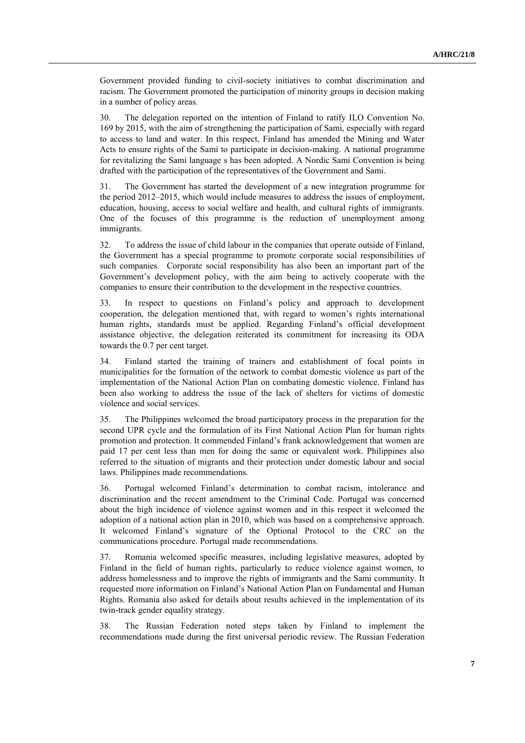Government provided funding to civil-society initiatives to combat discrimination and racism. The Government promoted the participation of minority groups in decision making in a number of policy areas.

30. The delegation reported on the intention of Finland to ratify ILO Convention No. 169 by 2015, with the aim of strengthening the participation of Sami, especially with regard to access to land and water. In this respect, Finland has amended the Mining and Water Acts to ensure rights of the Sami to participate in decision-making. A national programme for revitalizing the Sami language s has been adopted. A Nordic Sami Convention is being drafted with the participation of the representatives of the Government and Sami.

31. The Government has started the development of a new integration programme for the period 2012–2015, which would include measures to address the issues of employment, education, housing, access to social welfare and health, and cultural rights of immigrants. One of the focuses of this programme is the reduction of unemployment among immigrants.

32. To address the issue of child labour in the companies that operate outside of Finland, the Government has a special programme to promote corporate social responsibilities of such companies. Corporate social responsibility has also been an important part of the Government's development policy, with the aim being to actively cooperate with the companies to ensure their contribution to the development in the respective countries.

33. In respect to questions on Finland's policy and approach to development cooperation, the delegation mentioned that, with regard to women's rights international human rights, standards must be applied. Regarding Finland's official development assistance objective, the delegation reiterated its commitment for increasing its ODA towards the 0.7 per cent target.

34. Finland started the training of trainers and establishment of focal points in municipalities for the formation of the network to combat domestic violence as part of the implementation of the National Action Plan on combating domestic violence. Finland has been also working to address the issue of the lack of shelters for victims of domestic violence and social services.

35. The Philippines welcomed the broad participatory process in the preparation for the second UPR cycle and the formulation of its First National Action Plan for human rights promotion and protection. It commended Finland's frank acknowledgement that women are paid 17 per cent less than men for doing the same or equivalent work. Philippines also referred to the situation of migrants and their protection under domestic labour and social laws. Philippines made recommendations.

36. Portugal welcomed Finland's determination to combat racism, intolerance and discrimination and the recent amendment to the Criminal Code. Portugal was concerned about the high incidence of violence against women and in this respect it welcomed the adoption of a national action plan in 2010, which was based on a comprehensive approach. It welcomed Finland's signature of the Optional Protocol to the CRC on the communications procedure. Portugal made recommendations.

37. Romania welcomed specific measures, including legislative measures, adopted by Finland in the field of human rights, particularly to reduce violence against women, to address homelessness and to improve the rights of immigrants and the Sami community. It requested more information on Finland's National Action Plan on Fundamental and Human Rights. Romania also asked for details about results achieved in the implementation of its twin-track gender equality strategy.

38. The Russian Federation noted steps taken by Finland to implement the recommendations made during the first universal periodic review. The Russian Federation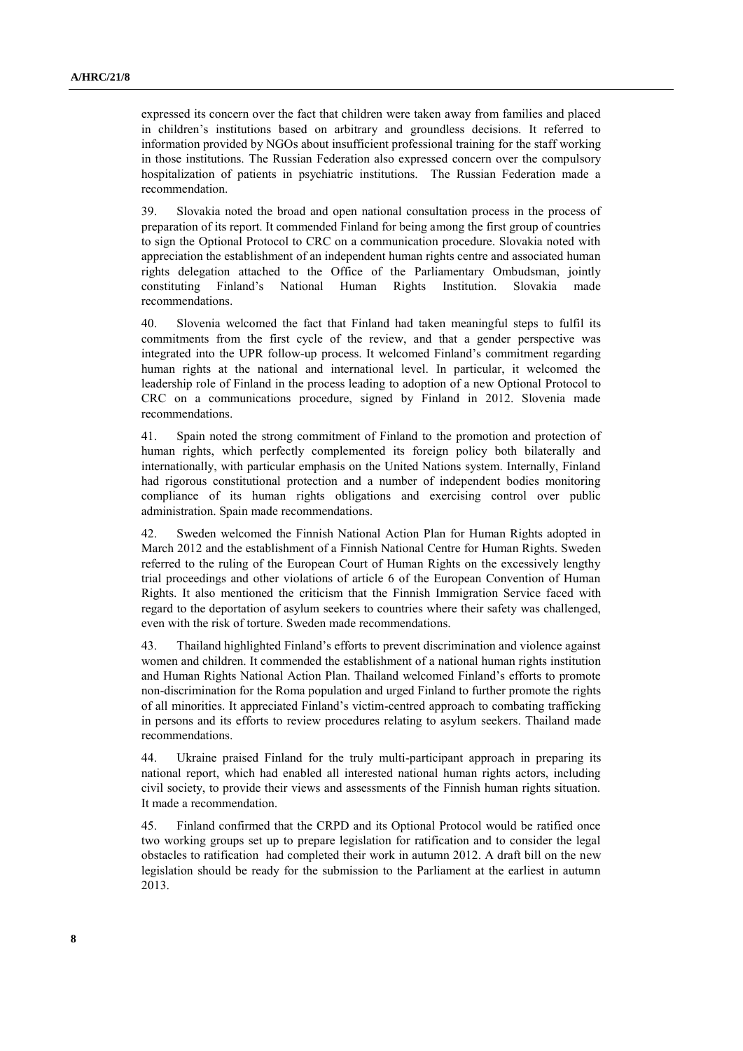expressed its concern over the fact that children were taken away from families and placed in children's institutions based on arbitrary and groundless decisions. It referred to information provided by NGOs about insufficient professional training for the staff working in those institutions. The Russian Federation also expressed concern over the compulsory hospitalization of patients in psychiatric institutions. The Russian Federation made a recommendation.

39. Slovakia noted the broad and open national consultation process in the process of preparation of its report. It commended Finland for being among the first group of countries to sign the Optional Protocol to CRC on a communication procedure. Slovakia noted with appreciation the establishment of an independent human rights centre and associated human rights delegation attached to the Office of the Parliamentary Ombudsman, jointly constituting Finland's National Human Rights Institution. Slovakia made recommendations.

40. Slovenia welcomed the fact that Finland had taken meaningful steps to fulfil its commitments from the first cycle of the review, and that a gender perspective was integrated into the UPR follow-up process. It welcomed Finland's commitment regarding human rights at the national and international level. In particular, it welcomed the leadership role of Finland in the process leading to adoption of a new Optional Protocol to CRC on a communications procedure, signed by Finland in 2012. Slovenia made recommendations.

41. Spain noted the strong commitment of Finland to the promotion and protection of human rights, which perfectly complemented its foreign policy both bilaterally and internationally, with particular emphasis on the United Nations system. Internally, Finland had rigorous constitutional protection and a number of independent bodies monitoring compliance of its human rights obligations and exercising control over public administration. Spain made recommendations.

42. Sweden welcomed the Finnish National Action Plan for Human Rights adopted in March 2012 and the establishment of a Finnish National Centre for Human Rights. Sweden referred to the ruling of the European Court of Human Rights on the excessively lengthy trial proceedings and other violations of article 6 of the European Convention of Human Rights. It also mentioned the criticism that the Finnish Immigration Service faced with regard to the deportation of asylum seekers to countries where their safety was challenged, even with the risk of torture. Sweden made recommendations.

43. Thailand highlighted Finland's efforts to prevent discrimination and violence against women and children. It commended the establishment of a national human rights institution and Human Rights National Action Plan. Thailand welcomed Finland's efforts to promote non-discrimination for the Roma population and urged Finland to further promote the rights of all minorities. It appreciated Finland's victim-centred approach to combating trafficking in persons and its efforts to review procedures relating to asylum seekers. Thailand made recommendations.

44. Ukraine praised Finland for the truly multi-participant approach in preparing its national report, which had enabled all interested national human rights actors, including civil society, to provide their views and assessments of the Finnish human rights situation. It made a recommendation.

45. Finland confirmed that the CRPD and its Optional Protocol would be ratified once two working groups set up to prepare legislation for ratification and to consider the legal obstacles to ratification had completed their work in autumn 2012. A draft bill on the new legislation should be ready for the submission to the Parliament at the earliest in autumn 2013.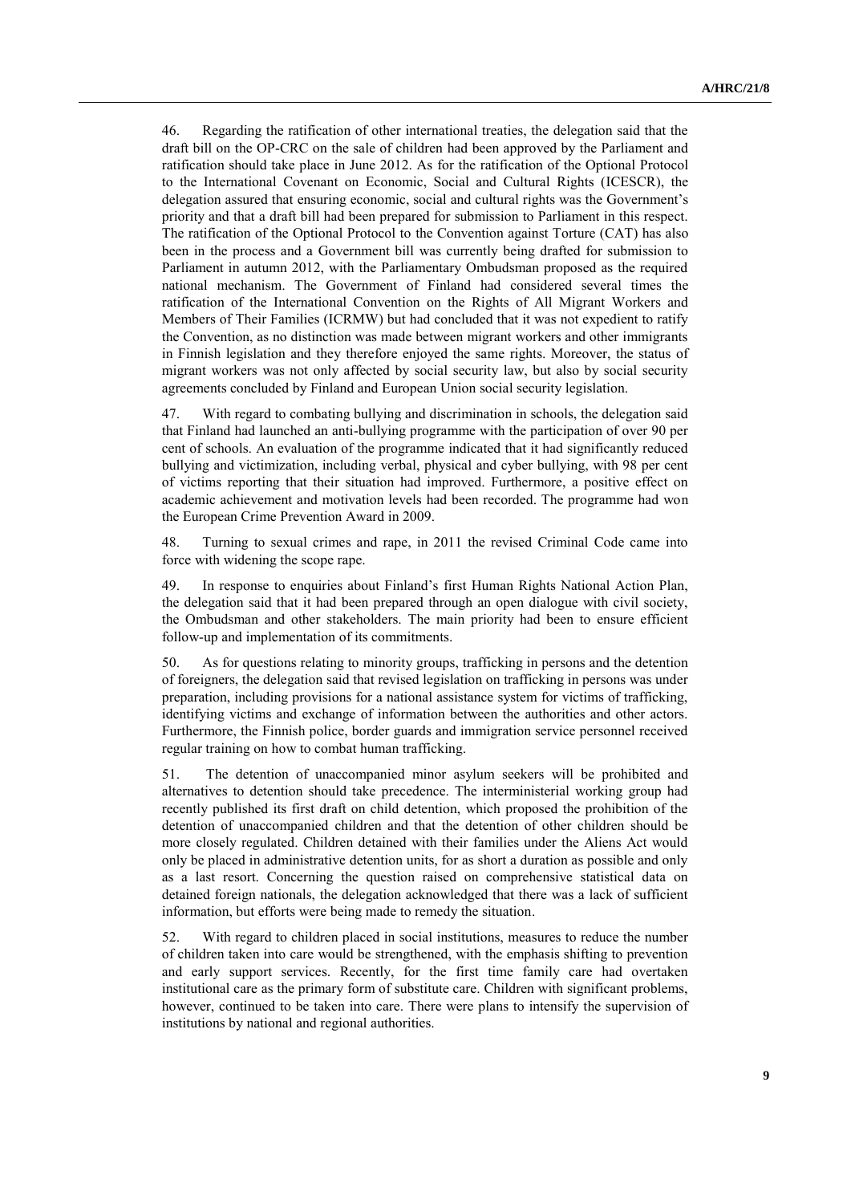46. Regarding the ratification of other international treaties, the delegation said that the draft bill on the OP-CRC on the sale of children had been approved by the Parliament and ratification should take place in June 2012. As for the ratification of the Optional Protocol to the International Covenant on Economic, Social and Cultural Rights (ICESCR), the delegation assured that ensuring economic, social and cultural rights was the Government's priority and that a draft bill had been prepared for submission to Parliament in this respect. The ratification of the Optional Protocol to the Convention against Torture (CAT) has also been in the process and a Government bill was currently being drafted for submission to Parliament in autumn 2012, with the Parliamentary Ombudsman proposed as the required national mechanism. The Government of Finland had considered several times the ratification of the International Convention on the Rights of All Migrant Workers and Members of Their Families (ICRMW) but had concluded that it was not expedient to ratify the Convention, as no distinction was made between migrant workers and other immigrants in Finnish legislation and they therefore enjoyed the same rights. Moreover, the status of migrant workers was not only affected by social security law, but also by social security agreements concluded by Finland and European Union social security legislation.

47. With regard to combating bullying and discrimination in schools, the delegation said that Finland had launched an anti-bullying programme with the participation of over 90 per cent of schools. An evaluation of the programme indicated that it had significantly reduced bullying and victimization, including verbal, physical and cyber bullying, with 98 per cent of victims reporting that their situation had improved. Furthermore, a positive effect on academic achievement and motivation levels had been recorded. The programme had won the European Crime Prevention Award in 2009.

48. Turning to sexual crimes and rape, in 2011 the revised Criminal Code came into force with widening the scope rape.

49. In response to enquiries about Finland's first Human Rights National Action Plan, the delegation said that it had been prepared through an open dialogue with civil society, the Ombudsman and other stakeholders. The main priority had been to ensure efficient follow-up and implementation of its commitments.

50. As for questions relating to minority groups, trafficking in persons and the detention of foreigners, the delegation said that revised legislation on trafficking in persons was under preparation, including provisions for a national assistance system for victims of trafficking, identifying victims and exchange of information between the authorities and other actors. Furthermore, the Finnish police, border guards and immigration service personnel received regular training on how to combat human trafficking.

51. The detention of unaccompanied minor asylum seekers will be prohibited and alternatives to detention should take precedence. The interministerial working group had recently published its first draft on child detention, which proposed the prohibition of the detention of unaccompanied children and that the detention of other children should be more closely regulated. Children detained with their families under the Aliens Act would only be placed in administrative detention units, for as short a duration as possible and only as a last resort. Concerning the question raised on comprehensive statistical data on detained foreign nationals, the delegation acknowledged that there was a lack of sufficient information, but efforts were being made to remedy the situation.

52. With regard to children placed in social institutions, measures to reduce the number of children taken into care would be strengthened, with the emphasis shifting to prevention and early support services. Recently, for the first time family care had overtaken institutional care as the primary form of substitute care. Children with significant problems, however, continued to be taken into care. There were plans to intensify the supervision of institutions by national and regional authorities.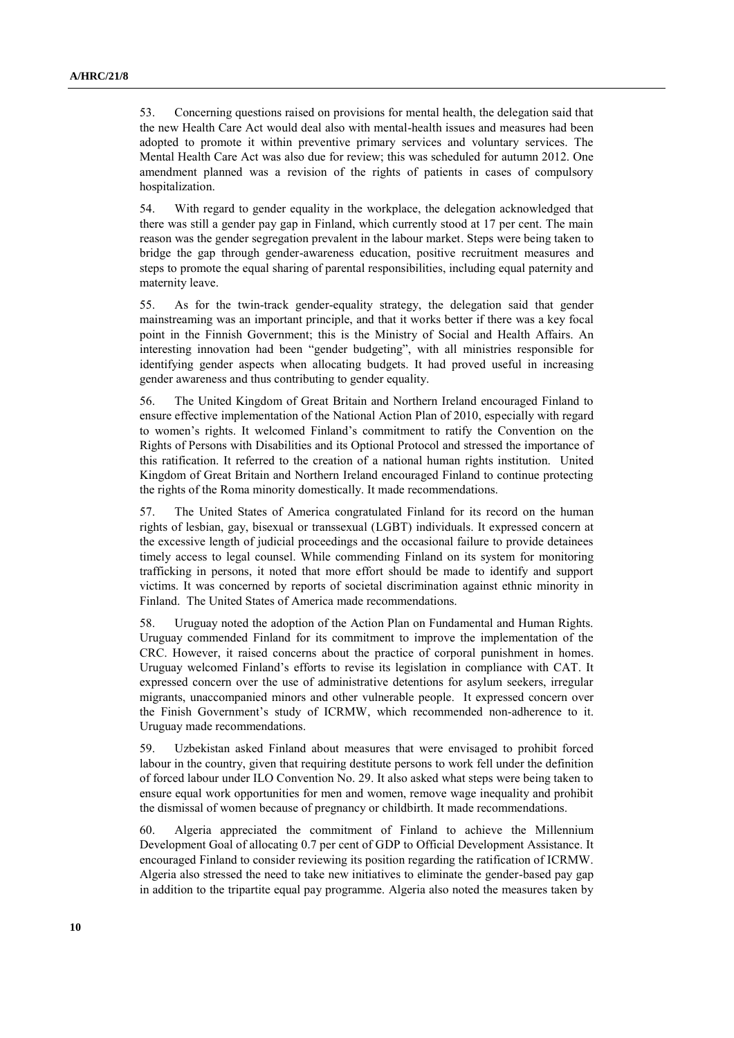53. Concerning questions raised on provisions for mental health, the delegation said that the new Health Care Act would deal also with mental-health issues and measures had been adopted to promote it within preventive primary services and voluntary services. The Mental Health Care Act was also due for review; this was scheduled for autumn 2012. One amendment planned was a revision of the rights of patients in cases of compulsory hospitalization.

54. With regard to gender equality in the workplace, the delegation acknowledged that there was still a gender pay gap in Finland, which currently stood at 17 per cent. The main reason was the gender segregation prevalent in the labour market. Steps were being taken to bridge the gap through gender-awareness education, positive recruitment measures and steps to promote the equal sharing of parental responsibilities, including equal paternity and maternity leave.

55. As for the twin-track gender-equality strategy, the delegation said that gender mainstreaming was an important principle, and that it works better if there was a key focal point in the Finnish Government; this is the Ministry of Social and Health Affairs. An interesting innovation had been "gender budgeting", with all ministries responsible for identifying gender aspects when allocating budgets. It had proved useful in increasing gender awareness and thus contributing to gender equality.

56. The United Kingdom of Great Britain and Northern Ireland encouraged Finland to ensure effective implementation of the National Action Plan of 2010, especially with regard to women's rights. It welcomed Finland's commitment to ratify the Convention on the Rights of Persons with Disabilities and its Optional Protocol and stressed the importance of this ratification. It referred to the creation of a national human rights institution. United Kingdom of Great Britain and Northern Ireland encouraged Finland to continue protecting the rights of the Roma minority domestically. It made recommendations.

57. The United States of America congratulated Finland for its record on the human rights of lesbian, gay, bisexual or transsexual (LGBT) individuals. It expressed concern at the excessive length of judicial proceedings and the occasional failure to provide detainees timely access to legal counsel. While commending Finland on its system for monitoring trafficking in persons, it noted that more effort should be made to identify and support victims. It was concerned by reports of societal discrimination against ethnic minority in Finland. The United States of America made recommendations.

58. Uruguay noted the adoption of the Action Plan on Fundamental and Human Rights. Uruguay commended Finland for its commitment to improve the implementation of the CRC. However, it raised concerns about the practice of corporal punishment in homes. Uruguay welcomed Finland's efforts to revise its legislation in compliance with CAT. It expressed concern over the use of administrative detentions for asylum seekers, irregular migrants, unaccompanied minors and other vulnerable people. It expressed concern over the Finish Government's study of ICRMW, which recommended non-adherence to it. Uruguay made recommendations.

59. Uzbekistan asked Finland about measures that were envisaged to prohibit forced labour in the country, given that requiring destitute persons to work fell under the definition of forced labour under ILO Convention No. 29. It also asked what steps were being taken to ensure equal work opportunities for men and women, remove wage inequality and prohibit the dismissal of women because of pregnancy or childbirth. It made recommendations.

60. Algeria appreciated the commitment of Finland to achieve the Millennium Development Goal of allocating 0.7 per cent of GDP to Official Development Assistance. It encouraged Finland to consider reviewing its position regarding the ratification of ICRMW. Algeria also stressed the need to take new initiatives to eliminate the gender-based pay gap in addition to the tripartite equal pay programme. Algeria also noted the measures taken by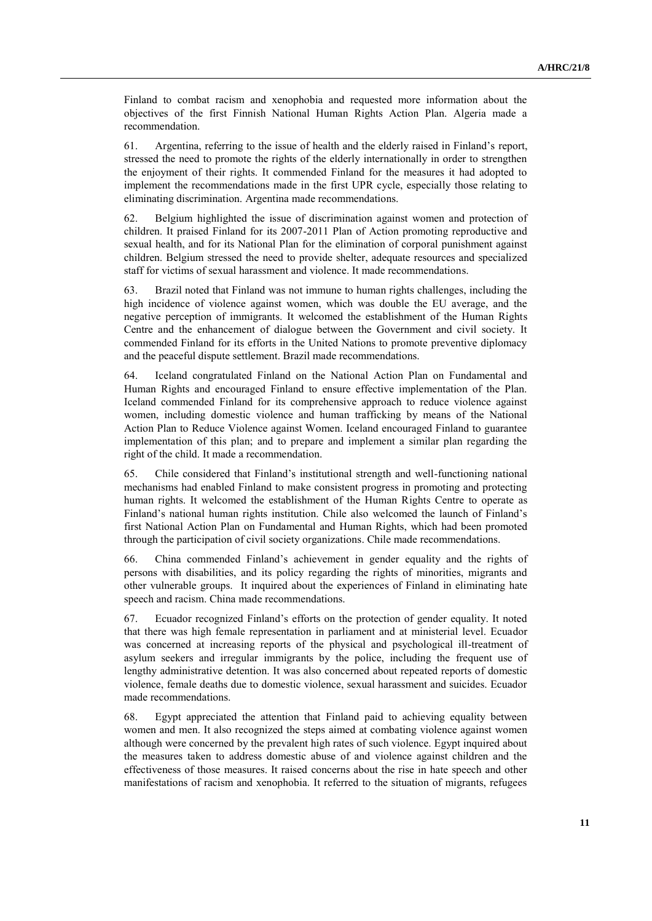Finland to combat racism and xenophobia and requested more information about the objectives of the first Finnish National Human Rights Action Plan. Algeria made a recommendation.

61. Argentina, referring to the issue of health and the elderly raised in Finland's report, stressed the need to promote the rights of the elderly internationally in order to strengthen the enjoyment of their rights. It commended Finland for the measures it had adopted to implement the recommendations made in the first UPR cycle, especially those relating to eliminating discrimination. Argentina made recommendations.

62. Belgium highlighted the issue of discrimination against women and protection of children. It praised Finland for its 2007-2011 Plan of Action promoting reproductive and sexual health, and for its National Plan for the elimination of corporal punishment against children. Belgium stressed the need to provide shelter, adequate resources and specialized staff for victims of sexual harassment and violence. It made recommendations.

63. Brazil noted that Finland was not immune to human rights challenges, including the high incidence of violence against women, which was double the EU average, and the negative perception of immigrants. It welcomed the establishment of the Human Rights Centre and the enhancement of dialogue between the Government and civil society. It commended Finland for its efforts in the United Nations to promote preventive diplomacy and the peaceful dispute settlement. Brazil made recommendations.

64. Iceland congratulated Finland on the National Action Plan on Fundamental and Human Rights and encouraged Finland to ensure effective implementation of the Plan. Iceland commended Finland for its comprehensive approach to reduce violence against women, including domestic violence and human trafficking by means of the National Action Plan to Reduce Violence against Women. Iceland encouraged Finland to guarantee implementation of this plan; and to prepare and implement a similar plan regarding the right of the child. It made a recommendation.

65. Chile considered that Finland's institutional strength and well-functioning national mechanisms had enabled Finland to make consistent progress in promoting and protecting human rights. It welcomed the establishment of the Human Rights Centre to operate as Finland's national human rights institution. Chile also welcomed the launch of Finland's first National Action Plan on Fundamental and Human Rights, which had been promoted through the participation of civil society organizations. Chile made recommendations.

66. China commended Finland's achievement in gender equality and the rights of persons with disabilities, and its policy regarding the rights of minorities, migrants and other vulnerable groups. It inquired about the experiences of Finland in eliminating hate speech and racism. China made recommendations.

67. Ecuador recognized Finland's efforts on the protection of gender equality. It noted that there was high female representation in parliament and at ministerial level. Ecuador was concerned at increasing reports of the physical and psychological ill-treatment of asylum seekers and irregular immigrants by the police, including the frequent use of lengthy administrative detention. It was also concerned about repeated reports of domestic violence, female deaths due to domestic violence, sexual harassment and suicides. Ecuador made recommendations.

68. Egypt appreciated the attention that Finland paid to achieving equality between women and men. It also recognized the steps aimed at combating violence against women although were concerned by the prevalent high rates of such violence. Egypt inquired about the measures taken to address domestic abuse of and violence against children and the effectiveness of those measures. It raised concerns about the rise in hate speech and other manifestations of racism and xenophobia. It referred to the situation of migrants, refugees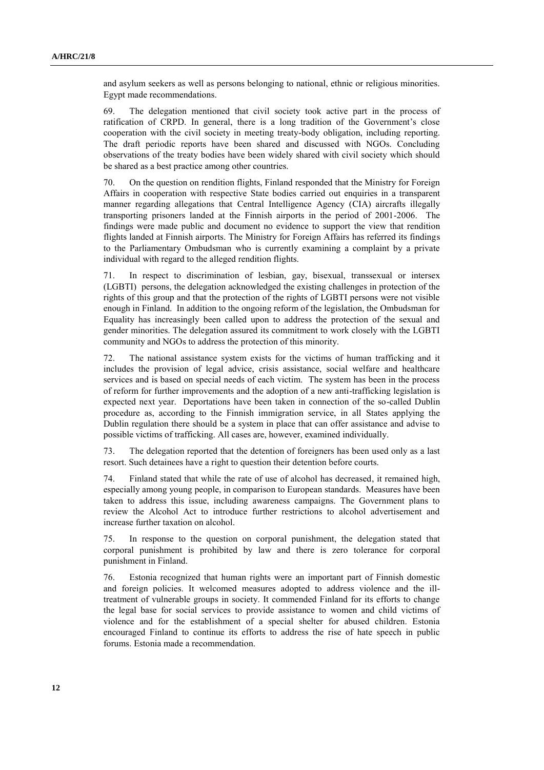and asylum seekers as well as persons belonging to national, ethnic or religious minorities. Egypt made recommendations.

69. The delegation mentioned that civil society took active part in the process of ratification of CRPD. In general, there is a long tradition of the Government's close cooperation with the civil society in meeting treaty-body obligation, including reporting. The draft periodic reports have been shared and discussed with NGOs. Concluding observations of the treaty bodies have been widely shared with civil society which should be shared as a best practice among other countries.

70. On the question on rendition flights, Finland responded that the Ministry for Foreign Affairs in cooperation with respective State bodies carried out enquiries in a transparent manner regarding allegations that Central Intelligence Agency (CIA) aircrafts illegally transporting prisoners landed at the Finnish airports in the period of 2001-2006. The findings were made public and document no evidence to support the view that rendition flights landed at Finnish airports. The Ministry for Foreign Affairs has referred its findings to the Parliamentary Ombudsman who is currently examining a complaint by a private individual with regard to the alleged rendition flights.

71. In respect to discrimination of lesbian, gay, bisexual, transsexual or intersex (LGBTI) persons, the delegation acknowledged the existing challenges in protection of the rights of this group and that the protection of the rights of LGBTI persons were not visible enough in Finland. In addition to the ongoing reform of the legislation, the Ombudsman for Equality has increasingly been called upon to address the protection of the sexual and gender minorities. The delegation assured its commitment to work closely with the LGBTI community and NGOs to address the protection of this minority.

72. The national assistance system exists for the victims of human trafficking and it includes the provision of legal advice, crisis assistance, social welfare and healthcare services and is based on special needs of each victim. The system has been in the process of reform for further improvements and the adoption of a new anti-trafficking legislation is expected next year. Deportations have been taken in connection of the so-called Dublin procedure as, according to the Finnish immigration service, in all States applying the Dublin regulation there should be a system in place that can offer assistance and advise to possible victims of trafficking. All cases are, however, examined individually.

73. The delegation reported that the detention of foreigners has been used only as a last resort. Such detainees have a right to question their detention before courts.

74. Finland stated that while the rate of use of alcohol has decreased, it remained high, especially among young people, in comparison to European standards. Measures have been taken to address this issue, including awareness campaigns. The Government plans to review the Alcohol Act to introduce further restrictions to alcohol advertisement and increase further taxation on alcohol.

75. In response to the question on corporal punishment, the delegation stated that corporal punishment is prohibited by law and there is zero tolerance for corporal punishment in Finland.

76. Estonia recognized that human rights were an important part of Finnish domestic and foreign policies. It welcomed measures adopted to address violence and the ill-treatment of vulnerable groups in society. It commended Finland for its efforts to change the legal base for social services to provide assistance to women and child victims of violence and for the establishment of a special shelter for abused children. Estonia encouraged Finland to continue its efforts to address the rise of hate speech in public forums. Estonia made a recommendation.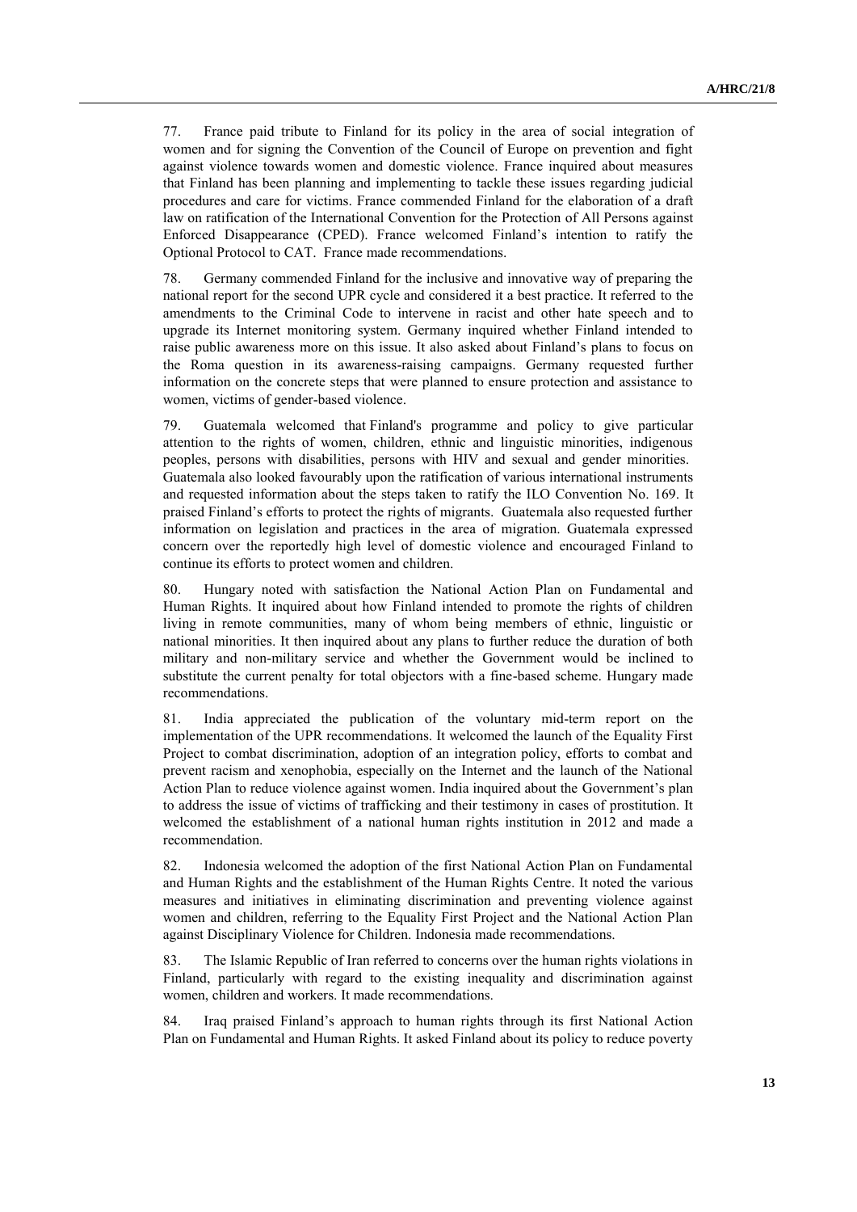77. France paid tribute to Finland for its policy in the area of social integration of women and for signing the Convention of the Council of Europe on prevention and fight against violence towards women and domestic violence. France inquired about measures that Finland has been planning and implementing to tackle these issues regarding judicial procedures and care for victims. France commended Finland for the elaboration of a draft law on ratification of the International Convention for the Protection of All Persons against Enforced Disappearance (CPED). France welcomed Finland's intention to ratify the Optional Protocol to CAT. France made recommendations.

78. Germany commended Finland for the inclusive and innovative way of preparing the national report for the second UPR cycle and considered it a best practice. It referred to the amendments to the Criminal Code to intervene in racist and other hate speech and to upgrade its Internet monitoring system. Germany inquired whether Finland intended to raise public awareness more on this issue. It also asked about Finland's plans to focus on the Roma question in its awareness-raising campaigns. Germany requested further information on the concrete steps that were planned to ensure protection and assistance to women, victims of gender-based violence.

79. Guatemala welcomed that Finland's programme and policy to give particular attention to the rights of women, children, ethnic and linguistic minorities, indigenous peoples, persons with disabilities, persons with HIV and sexual and gender minorities. Guatemala also looked favourably upon the ratification of various international instruments and requested information about the steps taken to ratify the ILO Convention No. 169. It praised Finland's efforts to protect the rights of migrants. Guatemala also requested further information on legislation and practices in the area of migration. Guatemala expressed concern over the reportedly high level of domestic violence and encouraged Finland to continue its efforts to protect women and children.

80. Hungary noted with satisfaction the National Action Plan on Fundamental and Human Rights. It inquired about how Finland intended to promote the rights of children living in remote communities, many of whom being members of ethnic, linguistic or national minorities. It then inquired about any plans to further reduce the duration of both military and non-military service and whether the Government would be inclined to substitute the current penalty for total objectors with a fine-based scheme. Hungary made recommendations.

81. India appreciated the publication of the voluntary mid-term report on the implementation of the UPR recommendations. It welcomed the launch of the Equality First Project to combat discrimination, adoption of an integration policy, efforts to combat and prevent racism and xenophobia, especially on the Internet and the launch of the National Action Plan to reduce violence against women. India inquired about the Government's plan to address the issue of victims of trafficking and their testimony in cases of prostitution. It welcomed the establishment of a national human rights institution in 2012 and made a recommendation.

82. Indonesia welcomed the adoption of the first National Action Plan on Fundamental and Human Rights and the establishment of the Human Rights Centre. It noted the various measures and initiatives in eliminating discrimination and preventing violence against women and children, referring to the Equality First Project and the National Action Plan against Disciplinary Violence for Children. Indonesia made recommendations.

83. The Islamic Republic of Iran referred to concerns over the human rights violations in Finland, particularly with regard to the existing inequality and discrimination against women, children and workers. It made recommendations.

84. Iraq praised Finland's approach to human rights through its first National Action Plan on Fundamental and Human Rights. It asked Finland about its policy to reduce poverty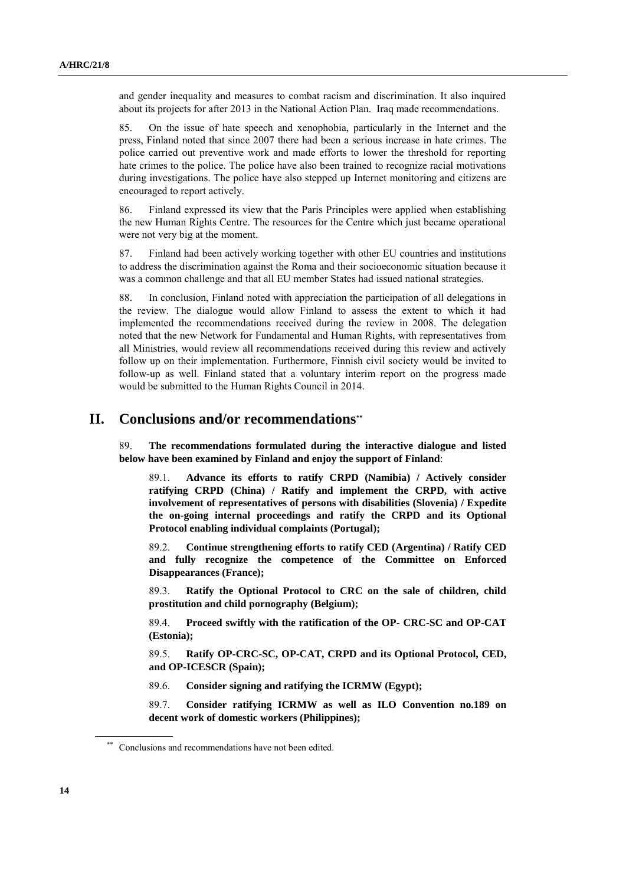and gender inequality and measures to combat racism and discrimination. It also inquired about its projects for after 2013 in the National Action Plan. Iraq made recommendations.

85. On the issue of hate speech and xenophobia, particularly in the Internet and the press, Finland noted that since 2007 there had been a serious increase in hate crimes. The police carried out preventive work and made efforts to lower the threshold for reporting hate crimes to the police. The police have also been trained to recognize racial motivations during investigations. The police have also stepped up Internet monitoring and citizens are encouraged to report actively.

86. Finland expressed its view that the Paris Principles were applied when establishing the new Human Rights Centre. The resources for the Centre which just became operational were not very big at the moment.

87. Finland had been actively working together with other EU countries and institutions to address the discrimination against the Roma and their socioeconomic situation because it was a common challenge and that all EU member States had issued national strategies.

88. In conclusion, Finland noted with appreciation the participation of all delegations in the review. The dialogue would allow Finland to assess the extent to which it had implemented the recommendations received during the review in 2008. The delegation noted that the new Network for Fundamental and Human Rights, with representatives from all Ministries, would review all recommendations received during this review and actively follow up on their implementation. Furthermore, Finnish civil society would be invited to follow-up as well. Finland stated that a voluntary interim report on the progress made would be submitted to the Human Rights Council in 2014.

# II. Conclusions and/or recommendations[**]

89. **The recommendations formulated during the interactive dialogue and listed below have been examined by Finland and enjoy the support of Finland**:

89.1. **Advance its efforts to ratify CRPD (Namibia) / Actively consider ratifying CRPD (China) / Ratify and implement the CRPD, with active involvement of representatives of persons with disabilities (Slovenia) / Expedite the on-going internal proceedings and ratify the CRPD and its Optional Protocol enabling individual complaints (Portugal);**

89.2. **Continue strengthening efforts to ratify CED (Argentina) / Ratify CED and fully recognize the competence of the Committee on Enforced Disappearances (France);**

89.3. **Ratify the Optional Protocol to CRC on the sale of children, child prostitution and child pornography (Belgium);**

89.4. **Proceed swiftly with the ratification of the OP- CRC-SC and OP-CAT (Estonia);**

89.5. **Ratify OP-CRC-SC, OP-CAT, CRPD and its Optional Protocol, CED, and OP-ICESCR (Spain);**

89.6. **Consider signing and ratifying the ICRMW (Egypt);**

89.7. **Consider ratifying ICRMW as well as ILO Convention no.189 on decent work of domestic workers (Philippines);**

---

[**] Conclusions and recommendations have not been edited.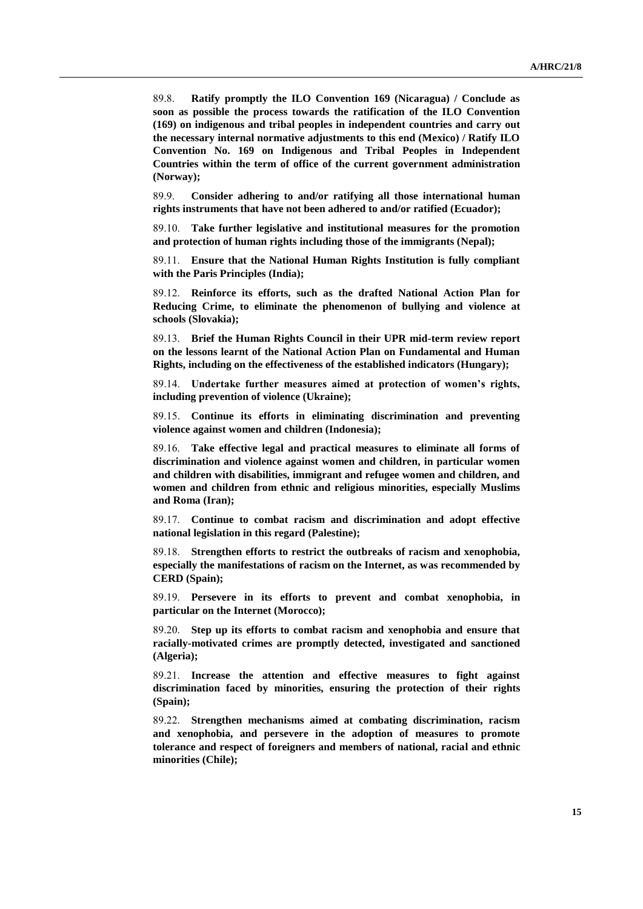89.8. **Ratify promptly the ILO Convention 169 (Nicaragua) / Conclude as soon as possible the process towards the ratification of the ILO Convention (169) on indigenous and tribal peoples in independent countries and carry out the necessary internal normative adjustments to this end (Mexico) / Ratify ILO Convention No. 169 on Indigenous and Tribal Peoples in Independent Countries within the term of office of the current government administration (Norway);**

89.9. **Consider adhering to and/or ratifying all those international human rights instruments that have not been adhered to and/or ratified (Ecuador);**

89.10. **Take further legislative and institutional measures for the promotion and protection of human rights including those of the immigrants (Nepal);**

89.11. **Ensure that the National Human Rights Institution is fully compliant with the Paris Principles (India);**

89.12. **Reinforce its efforts, such as the drafted National Action Plan for Reducing Crime, to eliminate the phenomenon of bullying and violence at schools (Slovakia);**

89.13. **Brief the Human Rights Council in their UPR mid-term review report on the lessons learnt of the National Action Plan on Fundamental and Human Rights, including on the effectiveness of the established indicators (Hungary);**

89.14. **Undertake further measures aimed at protection of women's rights, including prevention of violence (Ukraine);**

89.15. **Continue its efforts in eliminating discrimination and preventing violence against women and children (Indonesia);**

89.16. **Take effective legal and practical measures to eliminate all forms of discrimination and violence against women and children, in particular women and children with disabilities, immigrant and refugee women and children, and women and children from ethnic and religious minorities, especially Muslims and Roma (Iran);**

89.17. **Continue to combat racism and discrimination and adopt effective national legislation in this regard (Palestine);**

89.18. **Strengthen efforts to restrict the outbreaks of racism and xenophobia, especially the manifestations of racism on the Internet, as was recommended by CERD (Spain);**

89.19. **Persevere in its efforts to prevent and combat xenophobia, in particular on the Internet (Morocco);**

89.20. **Step up its efforts to combat racism and xenophobia and ensure that racially-motivated crimes are promptly detected, investigated and sanctioned (Algeria);**

89.21. **Increase the attention and effective measures to fight against discrimination faced by minorities, ensuring the protection of their rights (Spain);**

89.22. **Strengthen mechanisms aimed at combating discrimination, racism and xenophobia, and persevere in the adoption of measures to promote tolerance and respect of foreigners and members of national, racial and ethnic minorities (Chile);**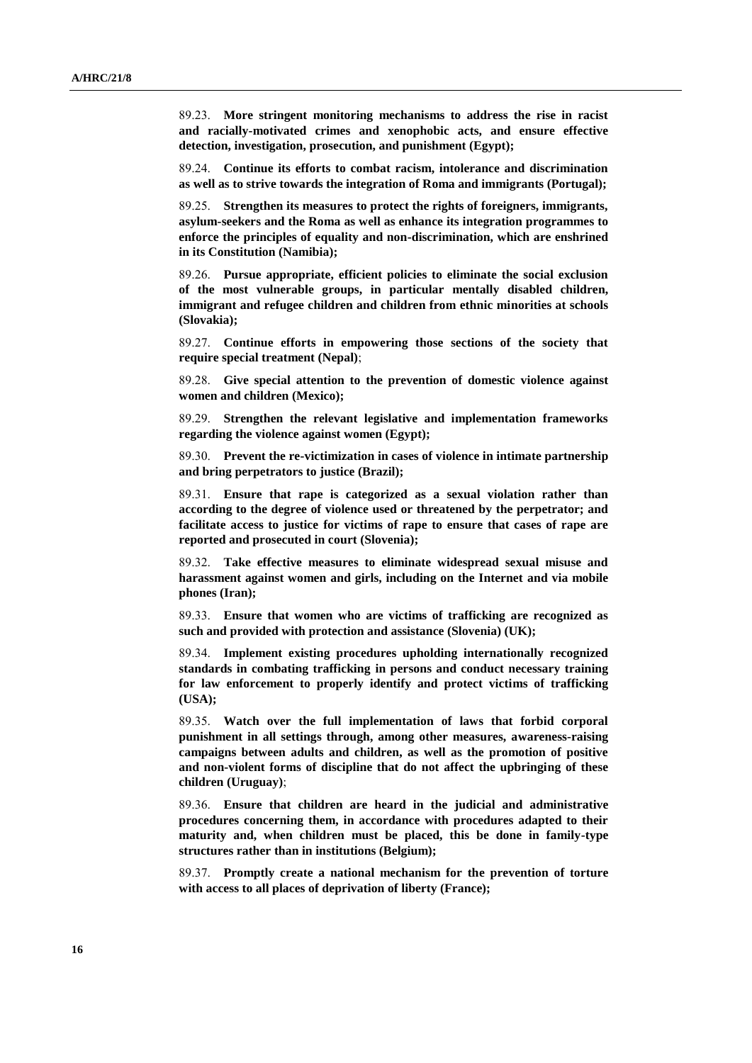89.23. **More stringent monitoring mechanisms to address the rise in racist and racially-motivated crimes and xenophobic acts, and ensure effective detection, investigation, prosecution, and punishment (Egypt);**

89.24. **Continue its efforts to combat racism, intolerance and discrimination as well as to strive towards the integration of Roma and immigrants (Portugal);**

89.25. **Strengthen its measures to protect the rights of foreigners, immigrants, asylum-seekers and the Roma as well as enhance its integration programmes to enforce the principles of equality and non-discrimination, which are enshrined in its Constitution (Namibia);**

89.26. **Pursue appropriate, efficient policies to eliminate the social exclusion of the most vulnerable groups, in particular mentally disabled children, immigrant and refugee children and children from ethnic minorities at schools (Slovakia);**

89.27. **Continue efforts in empowering those sections of the society that require special treatment (Nepal)**;

89.28. **Give special attention to the prevention of domestic violence against women and children (Mexico);**

89.29. **Strengthen the relevant legislative and implementation frameworks regarding the violence against women (Egypt);**

89.30. **Prevent the re-victimization in cases of violence in intimate partnership and bring perpetrators to justice (Brazil);**

89.31. **Ensure that rape is categorized as a sexual violation rather than according to the degree of violence used or threatened by the perpetrator; and facilitate access to justice for victims of rape to ensure that cases of rape are reported and prosecuted in court (Slovenia);**

89.32. **Take effective measures to eliminate widespread sexual misuse and harassment against women and girls, including on the Internet and via mobile phones (Iran);**

89.33. **Ensure that women who are victims of trafficking are recognized as such and provided with protection and assistance (Slovenia) (UK);**

89.34. **Implement existing procedures upholding internationally recognized standards in combating trafficking in persons and conduct necessary training for law enforcement to properly identify and protect victims of trafficking (USA);**

89.35. **Watch over the full implementation of laws that forbid corporal punishment in all settings through, among other measures, awareness-raising campaigns between adults and children, as well as the promotion of positive and non-violent forms of discipline that do not affect the upbringing of these children (Uruguay)**;

89.36. **Ensure that children are heard in the judicial and administrative procedures concerning them, in accordance with procedures adapted to their maturity and, when children must be placed, this be done in family-type structures rather than in institutions (Belgium);**

89.37. **Promptly create a national mechanism for the prevention of torture with access to all places of deprivation of liberty (France);**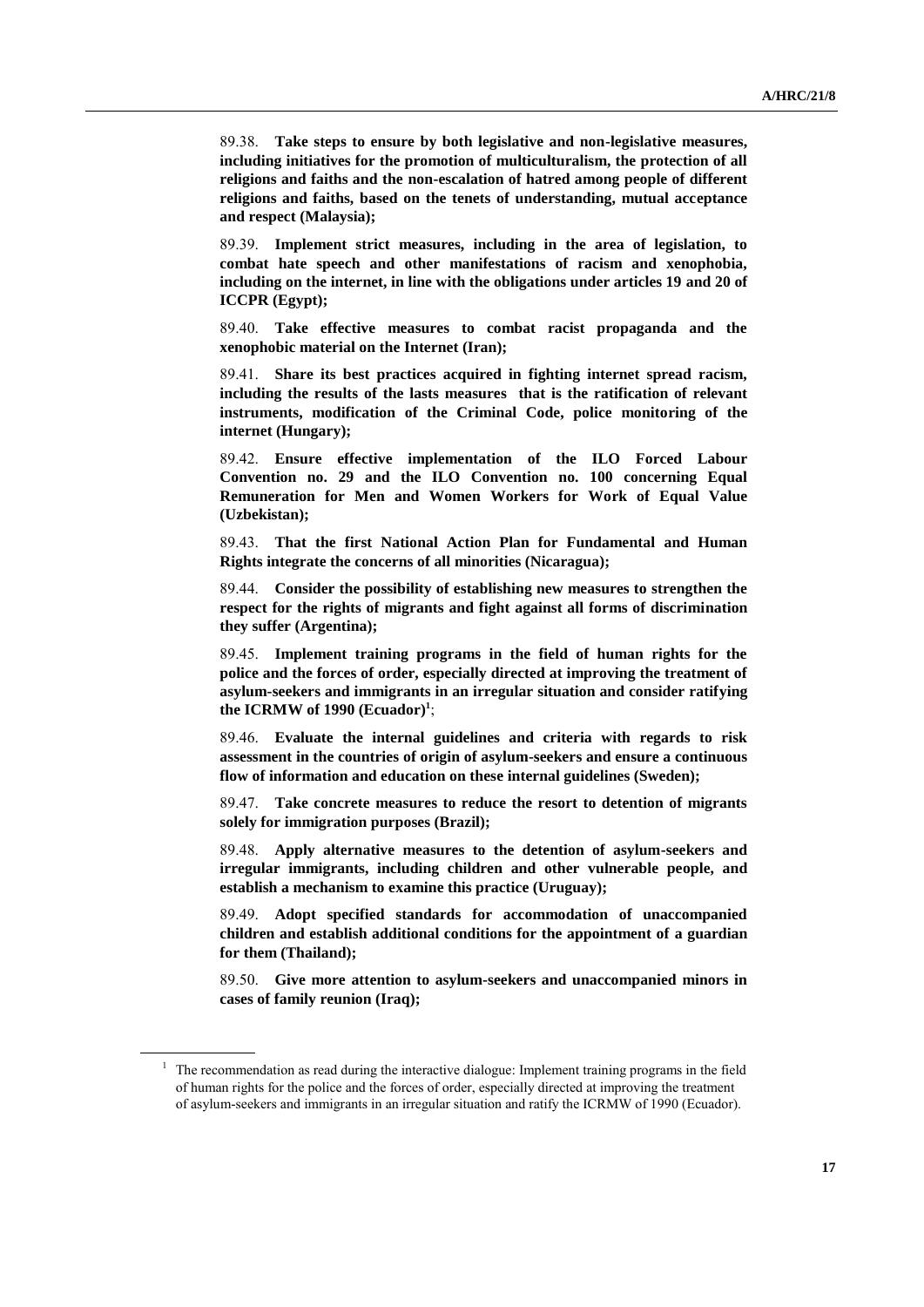89.38. **Take steps to ensure by both legislative and non-legislative measures, including initiatives for the promotion of multiculturalism, the protection of all religions and faiths and the non-escalation of hatred among people of different religions and faiths, based on the tenets of understanding, mutual acceptance and respect (Malaysia);**

89.39. **Implement strict measures, including in the area of legislation, to combat hate speech and other manifestations of racism and xenophobia, including on the internet, in line with the obligations under articles 19 and 20 of ICCPR (Egypt);**

89.40. **Take effective measures to combat racist propaganda and the xenophobic material on the Internet (Iran);**

89.41. **Share its best practices acquired in fighting internet spread racism, including the results of the lasts measures that is the ratification of relevant instruments, modification of the Criminal Code, police monitoring of the internet (Hungary);**

89.42. **Ensure effective implementation of the ILO Forced Labour Convention no. 29 and the ILO Convention no. 100 concerning Equal Remuneration for Men and Women Workers for Work of Equal Value (Uzbekistan);**

89.43. **That the first National Action Plan for Fundamental and Human Rights integrate the concerns of all minorities (Nicaragua);**

89.44. **Consider the possibility of establishing new measures to strengthen the respect for the rights of migrants and fight against all forms of discrimination they suffer (Argentina);**

89.45. **Implement training programs in the field of human rights for the police and the forces of order, especially directed at improving the treatment of asylum-seekers and immigrants in an irregular situation and consider ratifying the ICRMW of 1990 (Ecuador)**[1];

89.46. **Evaluate the internal guidelines and criteria with regards to risk assessment in the countries of origin of asylum-seekers and ensure a continuous flow of information and education on these internal guidelines (Sweden);**

89.47. **Take concrete measures to reduce the resort to detention of migrants solely for immigration purposes (Brazil);**

89.48. **Apply alternative measures to the detention of asylum-seekers and irregular immigrants, including children and other vulnerable people, and establish a mechanism to examine this practice (Uruguay);**

89.49. **Adopt specified standards for accommodation of unaccompanied children and establish additional conditions for the appointment of a guardian for them (Thailand);**

89.50. **Give more attention to asylum-seekers and unaccompanied minors in cases of family reunion (Iraq);**

---

[1] The recommendation as read during the interactive dialogue: Implement training programs in the field of human rights for the police and the forces of order, especially directed at improving the treatment of asylum-seekers and immigrants in an irregular situation and ratify the ICRMW of 1990 (Ecuador).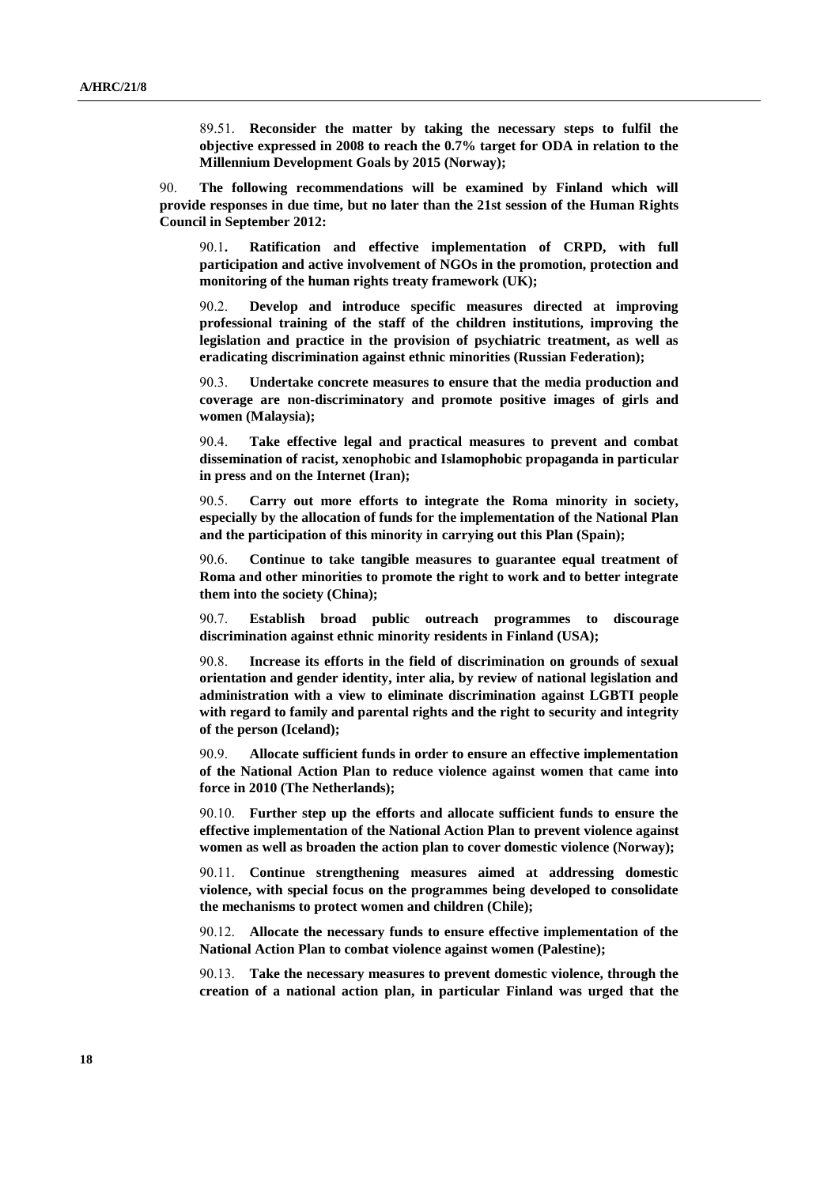89.51. **Reconsider the matter by taking the necessary steps to fulfil the objective expressed in 2008 to reach the 0.7% target for ODA in relation to the Millennium Development Goals by 2015 (Norway);**

90. **The following recommendations will be examined by Finland which will provide responses in due time, but no later than the 21st session of the Human Rights Council in September 2012:**

90.1**. Ratification and effective implementation of CRPD, with full participation and active involvement of NGOs in the promotion, protection and monitoring of the human rights treaty framework (UK);**

90.2. **Develop and introduce specific measures directed at improving professional training of the staff of the children institutions, improving the legislation and practice in the provision of psychiatric treatment, as well as eradicating discrimination against ethnic minorities (Russian Federation);**

90.3. **Undertake concrete measures to ensure that the media production and coverage are non-discriminatory and promote positive images of girls and women (Malaysia);**

90.4. **Take effective legal and practical measures to prevent and combat dissemination of racist, xenophobic and Islamophobic propaganda in particular in press and on the Internet (Iran);**

90.5. **Carry out more efforts to integrate the Roma minority in society, especially by the allocation of funds for the implementation of the National Plan and the participation of this minority in carrying out this Plan (Spain);**

90.6. **Continue to take tangible measures to guarantee equal treatment of Roma and other minorities to promote the right to work and to better integrate them into the society (China);**

90.7. **Establish broad public outreach programmes to discourage discrimination against ethnic minority residents in Finland (USA);**

90.8. **Increase its efforts in the field of discrimination on grounds of sexual orientation and gender identity, inter alia, by review of national legislation and administration with a view to eliminate discrimination against LGBTI people with regard to family and parental rights and the right to security and integrity of the person (Iceland);**

90.9. **Allocate sufficient funds in order to ensure an effective implementation of the National Action Plan to reduce violence against women that came into force in 2010 (The Netherlands);**

90.10. **Further step up the efforts and allocate sufficient funds to ensure the effective implementation of the National Action Plan to prevent violence against women as well as broaden the action plan to cover domestic violence (Norway);**

90.11. **Continue strengthening measures aimed at addressing domestic violence, with special focus on the programmes being developed to consolidate the mechanisms to protect women and children (Chile);**

90.12. **Allocate the necessary funds to ensure effective implementation of the National Action Plan to combat violence against women (Palestine);**

90.13. **Take the necessary measures to prevent domestic violence, through the creation of a national action plan, in particular Finland was urged that the**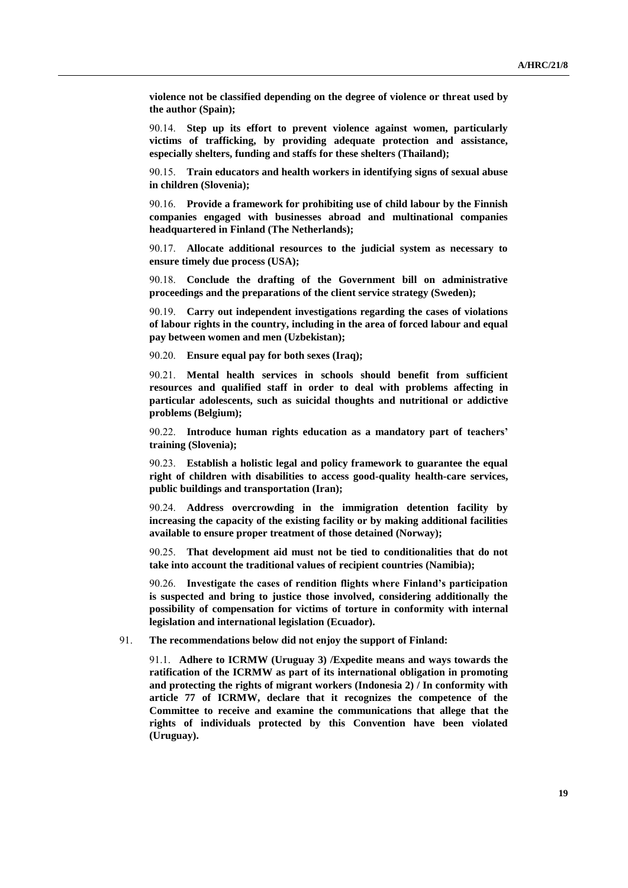**violence not be classified depending on the degree of violence or threat used by the author (Spain);**

90.14. **Step up its effort to prevent violence against women, particularly victims of trafficking, by providing adequate protection and assistance, especially shelters, funding and staffs for these shelters (Thailand);**

90.15. **Train educators and health workers in identifying signs of sexual abuse in children (Slovenia);**

90.16. **Provide a framework for prohibiting use of child labour by the Finnish companies engaged with businesses abroad and multinational companies headquartered in Finland (The Netherlands);**

90.17. **Allocate additional resources to the judicial system as necessary to ensure timely due process (USA);**

90.18. **Conclude the drafting of the Government bill on administrative proceedings and the preparations of the client service strategy (Sweden);**

90.19. **Carry out independent investigations regarding the cases of violations of labour rights in the country, including in the area of forced labour and equal pay between women and men (Uzbekistan);**

90.20. **Ensure equal pay for both sexes (Iraq);**

90.21. **Mental health services in schools should benefit from sufficient resources and qualified staff in order to deal with problems affecting in particular adolescents, such as suicidal thoughts and nutritional or addictive problems (Belgium);**

90.22. **Introduce human rights education as a mandatory part of teachers' training (Slovenia);**

90.23. **Establish a holistic legal and policy framework to guarantee the equal right of children with disabilities to access good-quality health-care services, public buildings and transportation (Iran);**

90.24. **Address overcrowding in the immigration detention facility by increasing the capacity of the existing facility or by making additional facilities available to ensure proper treatment of those detained (Norway);**

90.25. **That development aid must not be tied to conditionalities that do not take into account the traditional values of recipient countries (Namibia);**

90.26. **Investigate the cases of rendition flights where Finland's participation is suspected and bring to justice those involved, considering additionally the possibility of compensation for victims of torture in conformity with internal legislation and international legislation (Ecuador).**

91. **The recommendations below did not enjoy the support of Finland:**

91.1. **Adhere to ICRMW (Uruguay 3) /Expedite means and ways towards the ratification of the ICRMW as part of its international obligation in promoting and protecting the rights of migrant workers (Indonesia 2) / In conformity with article 77 of ICRMW, declare that it recognizes the competence of the Committee to receive and examine the communications that allege that the rights of individuals protected by this Convention have been violated (Uruguay).**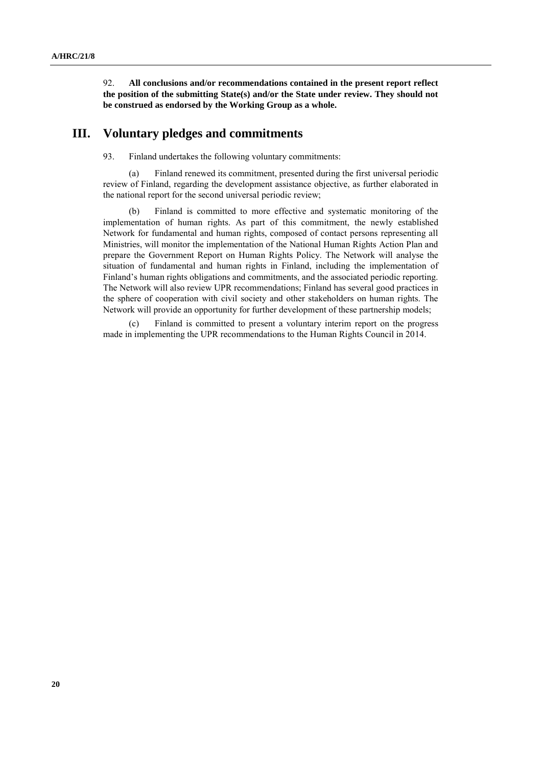92. **All conclusions and/or recommendations contained in the present report reflect the position of the submitting State(s) and/or the State under review. They should not be construed as endorsed by the Working Group as a whole.**

## III. Voluntary pledges and commitments

93. Finland undertakes the following voluntary commitments:

(a) Finland renewed its commitment, presented during the first universal periodic review of Finland, regarding the development assistance objective, as further elaborated in the national report for the second universal periodic review;

(b) Finland is committed to more effective and systematic monitoring of the implementation of human rights. As part of this commitment, the newly established Network for fundamental and human rights, composed of contact persons representing all Ministries, will monitor the implementation of the National Human Rights Action Plan and prepare the Government Report on Human Rights Policy. The Network will analyse the situation of fundamental and human rights in Finland, including the implementation of Finland's human rights obligations and commitments, and the associated periodic reporting. The Network will also review UPR recommendations; Finland has several good practices in the sphere of cooperation with civil society and other stakeholders on human rights. The Network will provide an opportunity for further development of these partnership models;

(c) Finland is committed to present a voluntary interim report on the progress made in implementing the UPR recommendations to the Human Rights Council in 2014.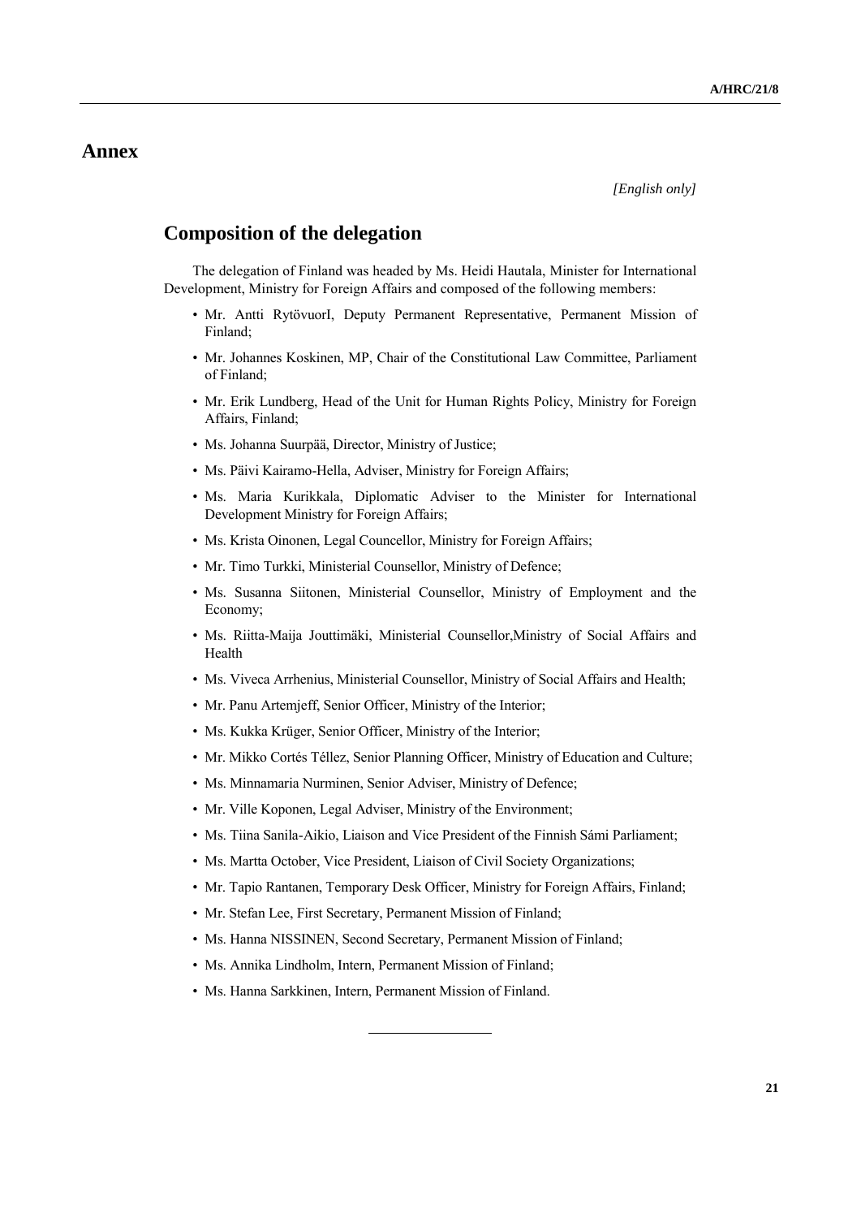# Annex

*[English only]*

## Composition of the delegation

The delegation of Finland was headed by Ms. Heidi Hautala, Minister for International Development, Ministry for Foreign Affairs and composed of the following members:

- Mr. Antti RytövuorI, Deputy Permanent Representative, Permanent Mission of Finland;
- Mr. Johannes Koskinen, MP, Chair of the Constitutional Law Committee, Parliament of Finland;
- Mr. Erik Lundberg, Head of the Unit for Human Rights Policy, Ministry for Foreign Affairs, Finland;
- Ms. Johanna Suurpää, Director, Ministry of Justice;
- Ms. Päivi Kairamo-Hella, Adviser, Ministry for Foreign Affairs;
- Ms. Maria Kurikkala, Diplomatic Adviser to the Minister for International Development Ministry for Foreign Affairs;
- Ms. Krista Oinonen, Legal Councellor, Ministry for Foreign Affairs;
- Mr. Timo Turkki, Ministerial Counsellor, Ministry of Defence;
- Ms. Susanna Siitonen, Ministerial Counsellor, Ministry of Employment and the Economy;
- Ms. Riitta-Maija Jouttimäki, Ministerial Counsellor,Ministry of Social Affairs and Health
- Ms. Viveca Arrhenius, Ministerial Counsellor, Ministry of Social Affairs and Health;
- Mr. Panu Artemjeff, Senior Officer, Ministry of the Interior;
- Ms. Kukka Krüger, Senior Officer, Ministry of the Interior;
- Mr. Mikko Cortés Téllez, Senior Planning Officer, Ministry of Education and Culture;
- Ms. Minnamaria Nurminen, Senior Adviser, Ministry of Defence;
- Mr. Ville Koponen, Legal Adviser, Ministry of the Environment;
- Ms. Tiina Sanila-Aikio, Liaison and Vice President of the Finnish Sámi Parliament;
- Ms. Martta October, Vice President, Liaison of Civil Society Organizations;
- Mr. Tapio Rantanen, Temporary Desk Officer, Ministry for Foreign Affairs, Finland;
- Mr. Stefan Lee, First Secretary, Permanent Mission of Finland;
- Ms. Hanna NISSINEN, Second Secretary, Permanent Mission of Finland;
- Ms. Annika Lindholm, Intern, Permanent Mission of Finland;
- Ms. Hanna Sarkkinen, Intern, Permanent Mission of Finland.